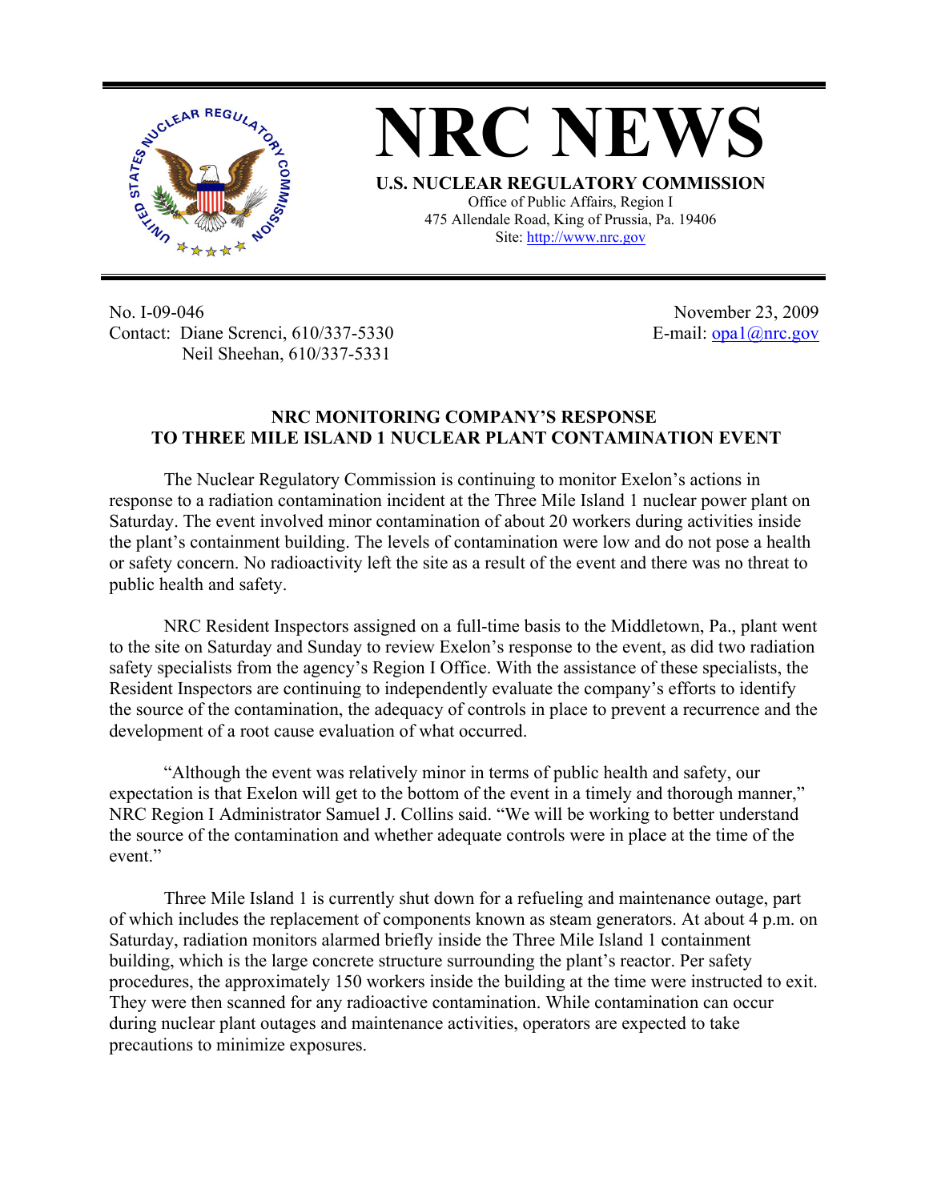# NRC NEWS

**U.S. NUCLEAR REGULATORY COMMISSION**
Office of Public Affairs, Region I
475 Allendale Road, King of Prussia, Pa. 19406
Site: http://www.nrc.gov

No. I-09-046
Contact: Diane Screnci, 610/337-5330
Neil Sheehan, 610/337-5331

November 23, 2009
E-mail: opa1@nrc.gov

## NRC MONITORING COMPANY'S RESPONSE TO THREE MILE ISLAND 1 NUCLEAR PLANT CONTAMINATION EVENT

The Nuclear Regulatory Commission is continuing to monitor Exelon's actions in response to a radiation contamination incident at the Three Mile Island 1 nuclear power plant on Saturday. The event involved minor contamination of about 20 workers during activities inside the plant's containment building. The levels of contamination were low and do not pose a health or safety concern. No radioactivity left the site as a result of the event and there was no threat to public health and safety.

NRC Resident Inspectors assigned on a full-time basis to the Middletown, Pa., plant went to the site on Saturday and Sunday to review Exelon's response to the event, as did two radiation safety specialists from the agency's Region I Office. With the assistance of these specialists, the Resident Inspectors are continuing to independently evaluate the company's efforts to identify the source of the contamination, the adequacy of controls in place to prevent a recurrence and the development of a root cause evaluation of what occurred.

"Although the event was relatively minor in terms of public health and safety, our expectation is that Exelon will get to the bottom of the event in a timely and thorough manner," NRC Region I Administrator Samuel J. Collins said. "We will be working to better understand the source of the contamination and whether adequate controls were in place at the time of the event."

Three Mile Island 1 is currently shut down for a refueling and maintenance outage, part of which includes the replacement of components known as steam generators. At about 4 p.m. on Saturday, radiation monitors alarmed briefly inside the Three Mile Island 1 containment building, which is the large concrete structure surrounding the plant's reactor. Per safety procedures, the approximately 150 workers inside the building at the time were instructed to exit. They were then scanned for any radioactive contamination. While contamination can occur during nuclear plant outages and maintenance activities, operators are expected to take precautions to minimize exposures.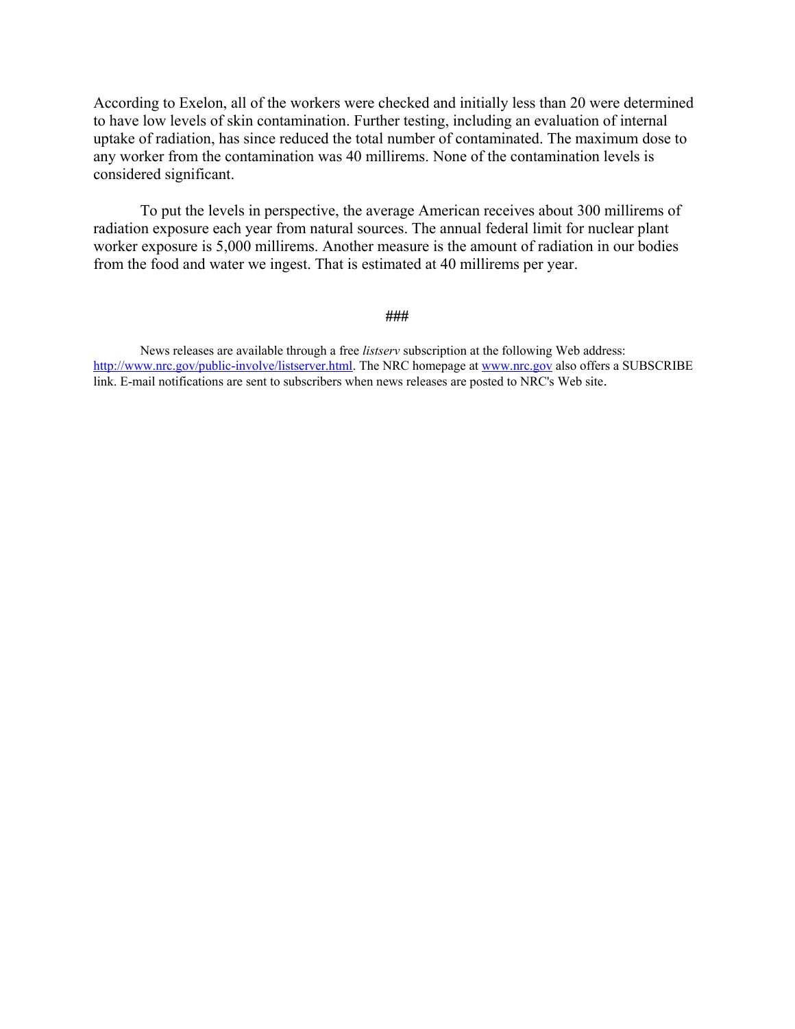According to Exelon, all of the workers were checked and initially less than 20 were determined to have low levels of skin contamination. Further testing, including an evaluation of internal uptake of radiation, has since reduced the total number of contaminated. The maximum dose to any worker from the contamination was 40 millirems. None of the contamination levels is considered significant.

To put the levels in perspective, the average American receives about 300 millirems of radiation exposure each year from natural sources. The annual federal limit for nuclear plant worker exposure is 5,000 millirems. Another measure is the amount of radiation in our bodies from the food and water we ingest. That is estimated at 40 millirems per year.

###

News releases are available through a free *listserv* subscription at the following Web address: [http://www.nrc.gov/public-involve/listserver.html](http://www.nrc.gov/public-involve/listserver.html). The NRC homepage at [www.nrc.gov](http://www.nrc.gov) also offers a SUBSCRIBE link. E-mail notifications are sent to subscribers when news releases are posted to NRC's Web site.